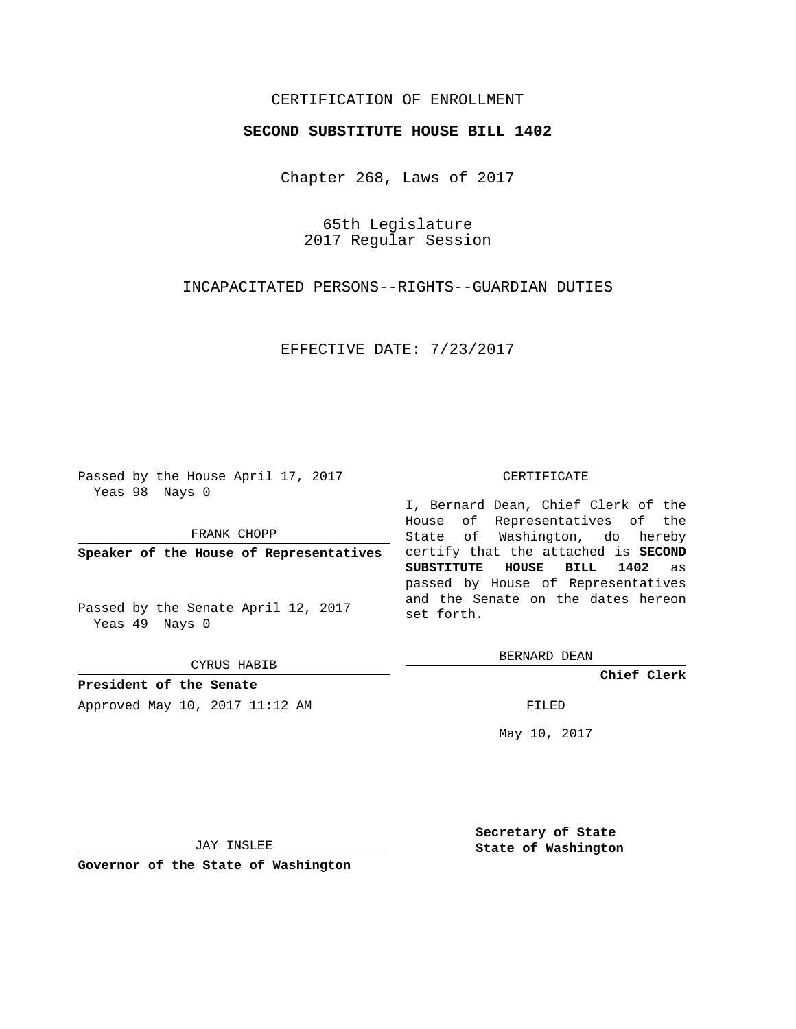CERTIFICATION OF ENROLLMENT

**SECOND SUBSTITUTE HOUSE BILL 1402**

Chapter 268, Laws of 2017

65th Legislature
2017 Regular Session

INCAPACITATED PERSONS--RIGHTS--GUARDIAN DUTIES

EFFECTIVE DATE: 7/23/2017

Passed by the House April 17, 2017
Yeas 98 Nays 0

FRANK CHOPP

**Speaker of the House of Representatives**

Passed by the Senate April 12, 2017
Yeas 49 Nays 0

CYRUS HABIB

**President of the Senate**

Approved May 10, 2017 11:12 AM

JAY INSLEE

**Governor of the State of Washington**

CERTIFICATE

I, Bernard Dean, Chief Clerk of the House of Representatives of the State of Washington, do hereby certify that the attached is **SECOND SUBSTITUTE HOUSE BILL 1402** as passed by House of Representatives and the Senate on the dates hereon set forth.

BERNARD DEAN

**Chief Clerk**

FILED

May 10, 2017

**Secretary of State**
**State of Washington**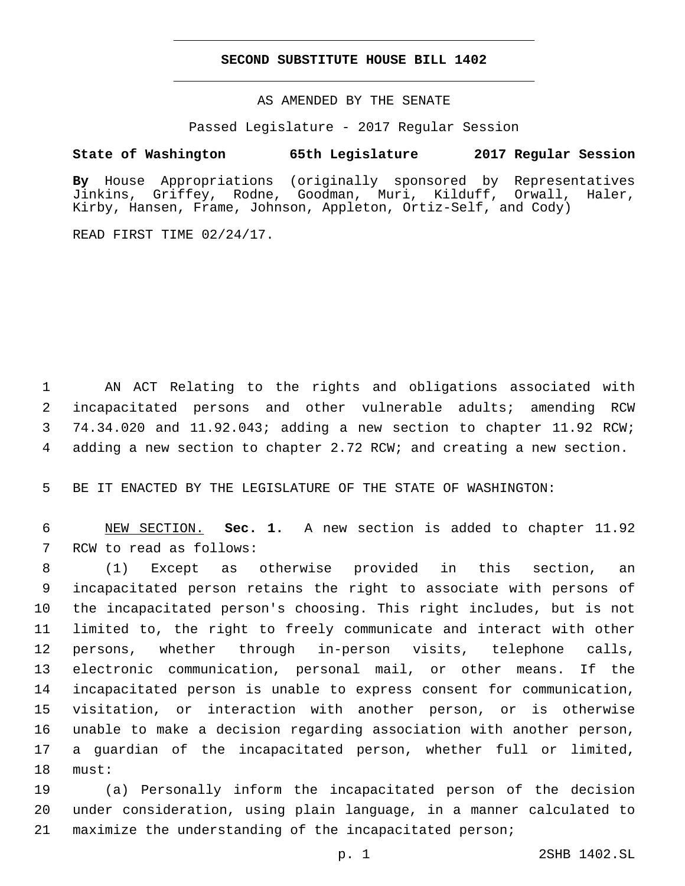# SECOND SUBSTITUTE HOUSE BILL 1402

AS AMENDED BY THE SENATE

Passed Legislature - 2017 Regular Session

**State of Washington 65th Legislature 2017 Regular Session**

**By** House Appropriations (originally sponsored by Representatives Jinkins, Griffey, Rodne, Goodman, Muri, Kilduff, Orwall, Haler, Kirby, Hansen, Frame, Johnson, Appleton, Ortiz-Self, and Cody)

READ FIRST TIME 02/24/17.

AN ACT Relating to the rights and obligations associated with incapacitated persons and other vulnerable adults; amending RCW 74.34.020 and 11.92.043; adding a new section to chapter 11.92 RCW; adding a new section to chapter 2.72 RCW; and creating a new section.

BE IT ENACTED BY THE LEGISLATURE OF THE STATE OF WASHINGTON:

NEW SECTION. **Sec. 1.** A new section is added to chapter 11.92 RCW to read as follows:

(1) Except as otherwise provided in this section, an incapacitated person retains the right to associate with persons of the incapacitated person's choosing. This right includes, but is not limited to, the right to freely communicate and interact with other persons, whether through in-person visits, telephone calls, electronic communication, personal mail, or other means. If the incapacitated person is unable to express consent for communication, visitation, or interaction with another person, or is otherwise unable to make a decision regarding association with another person, a guardian of the incapacitated person, whether full or limited, must:

(a) Personally inform the incapacitated person of the decision under consideration, using plain language, in a manner calculated to maximize the understanding of the incapacitated person;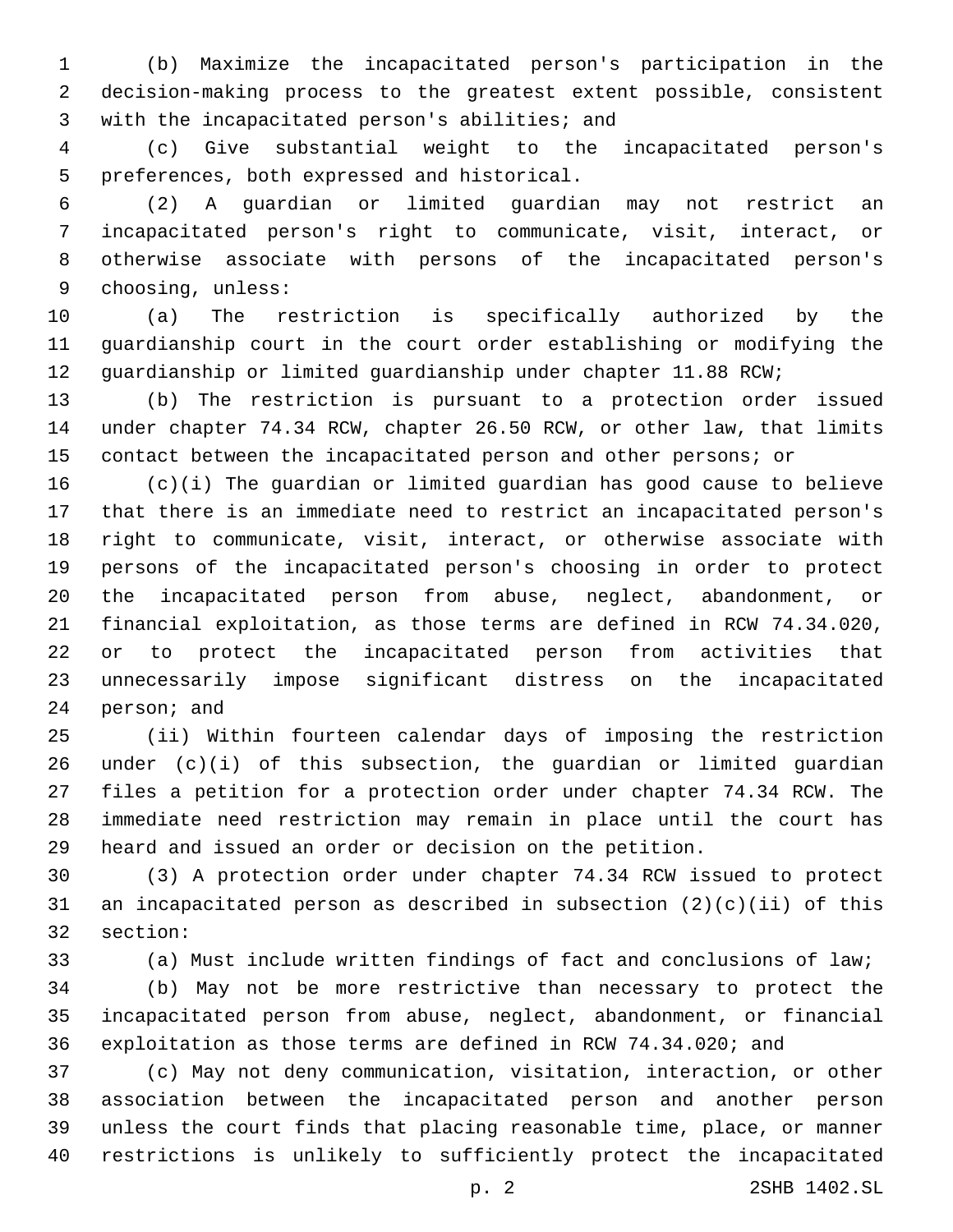(b) Maximize the incapacitated person's participation in the decision-making process to the greatest extent possible, consistent with the incapacitated person's abilities; and

(c) Give substantial weight to the incapacitated person's preferences, both expressed and historical.

(2) A guardian or limited guardian may not restrict an incapacitated person's right to communicate, visit, interact, or otherwise associate with persons of the incapacitated person's choosing, unless:

(a) The restriction is specifically authorized by the guardianship court in the court order establishing or modifying the guardianship or limited guardianship under chapter 11.88 RCW;

(b) The restriction is pursuant to a protection order issued under chapter 74.34 RCW, chapter 26.50 RCW, or other law, that limits contact between the incapacitated person and other persons; or

(c)(i) The guardian or limited guardian has good cause to believe that there is an immediate need to restrict an incapacitated person's right to communicate, visit, interact, or otherwise associate with persons of the incapacitated person's choosing in order to protect the incapacitated person from abuse, neglect, abandonment, or financial exploitation, as those terms are defined in RCW 74.34.020, or to protect the incapacitated person from activities that unnecessarily impose significant distress on the incapacitated person; and

(ii) Within fourteen calendar days of imposing the restriction under (c)(i) of this subsection, the guardian or limited guardian files a petition for a protection order under chapter 74.34 RCW. The immediate need restriction may remain in place until the court has heard and issued an order or decision on the petition.

(3) A protection order under chapter 74.34 RCW issued to protect an incapacitated person as described in subsection (2)(c)(ii) of this section:

(a) Must include written findings of fact and conclusions of law;

(b) May not be more restrictive than necessary to protect the incapacitated person from abuse, neglect, abandonment, or financial exploitation as those terms are defined in RCW 74.34.020; and

(c) May not deny communication, visitation, interaction, or other association between the incapacitated person and another person unless the court finds that placing reasonable time, place, or manner restrictions is unlikely to sufficiently protect the incapacitated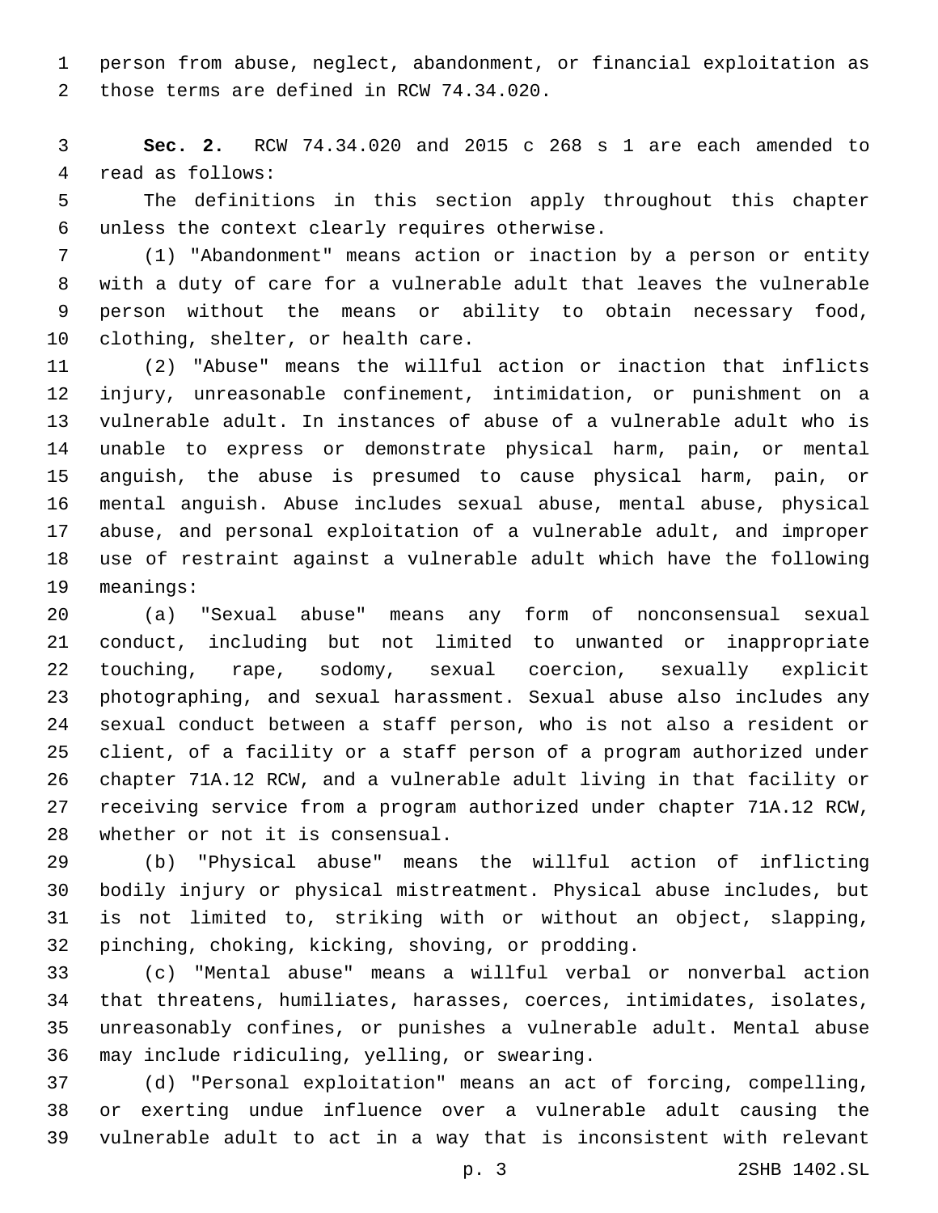person from abuse, neglect, abandonment, or financial exploitation as those terms are defined in RCW 74.34.020.

**Sec. 2.** RCW 74.34.020 and 2015 c 268 s 1 are each amended to read as follows:

The definitions in this section apply throughout this chapter unless the context clearly requires otherwise.

(1) "Abandonment" means action or inaction by a person or entity with a duty of care for a vulnerable adult that leaves the vulnerable person without the means or ability to obtain necessary food, clothing, shelter, or health care.

(2) "Abuse" means the willful action or inaction that inflicts injury, unreasonable confinement, intimidation, or punishment on a vulnerable adult. In instances of abuse of a vulnerable adult who is unable to express or demonstrate physical harm, pain, or mental anguish, the abuse is presumed to cause physical harm, pain, or mental anguish. Abuse includes sexual abuse, mental abuse, physical abuse, and personal exploitation of a vulnerable adult, and improper use of restraint against a vulnerable adult which have the following meanings:

(a) "Sexual abuse" means any form of nonconsensual sexual conduct, including but not limited to unwanted or inappropriate touching, rape, sodomy, sexual coercion, sexually explicit photographing, and sexual harassment. Sexual abuse also includes any sexual conduct between a staff person, who is not also a resident or client, of a facility or a staff person of a program authorized under chapter 71A.12 RCW, and a vulnerable adult living in that facility or receiving service from a program authorized under chapter 71A.12 RCW, whether or not it is consensual.

(b) "Physical abuse" means the willful action of inflicting bodily injury or physical mistreatment. Physical abuse includes, but is not limited to, striking with or without an object, slapping, pinching, choking, kicking, shoving, or prodding.

(c) "Mental abuse" means a willful verbal or nonverbal action that threatens, humiliates, harasses, coerces, intimidates, isolates, unreasonably confines, or punishes a vulnerable adult. Mental abuse may include ridiculing, yelling, or swearing.

(d) "Personal exploitation" means an act of forcing, compelling, or exerting undue influence over a vulnerable adult causing the vulnerable adult to act in a way that is inconsistent with relevant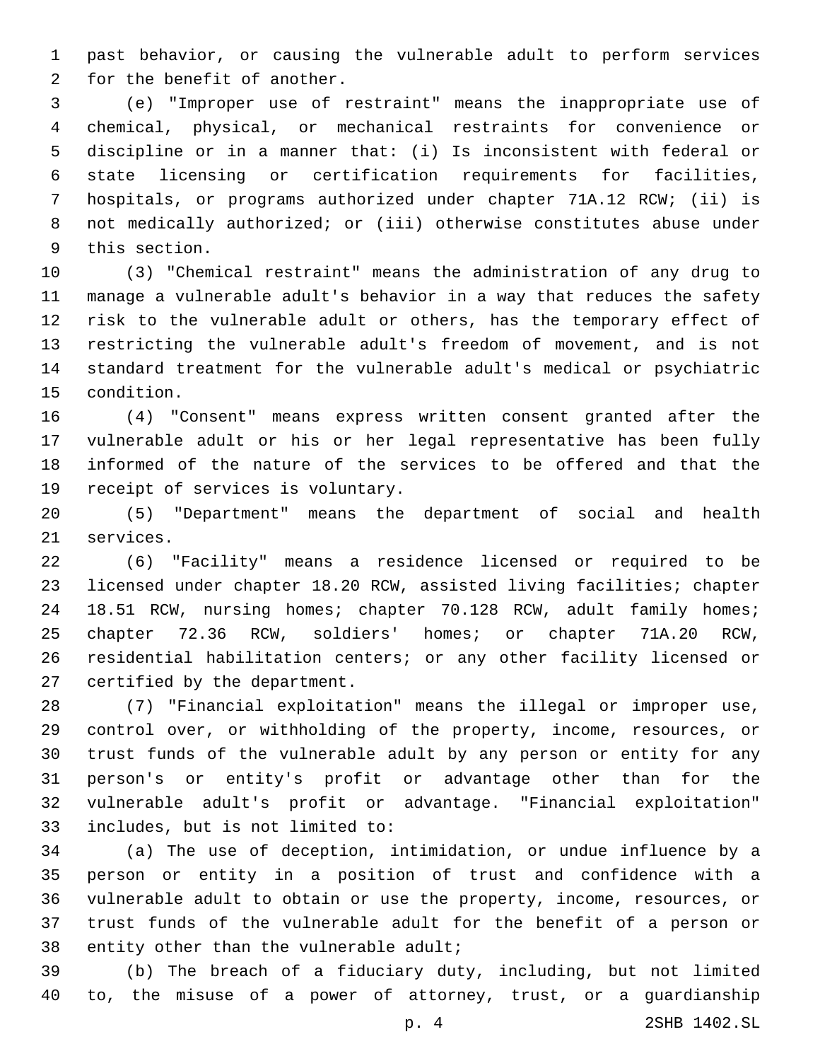past behavior, or causing the vulnerable adult to perform services for the benefit of another.

(e) "Improper use of restraint" means the inappropriate use of chemical, physical, or mechanical restraints for convenience or discipline or in a manner that: (i) Is inconsistent with federal or state licensing or certification requirements for facilities, hospitals, or programs authorized under chapter 71A.12 RCW; (ii) is not medically authorized; or (iii) otherwise constitutes abuse under this section.

(3) "Chemical restraint" means the administration of any drug to manage a vulnerable adult's behavior in a way that reduces the safety risk to the vulnerable adult or others, has the temporary effect of restricting the vulnerable adult's freedom of movement, and is not standard treatment for the vulnerable adult's medical or psychiatric condition.

(4) "Consent" means express written consent granted after the vulnerable adult or his or her legal representative has been fully informed of the nature of the services to be offered and that the receipt of services is voluntary.

(5) "Department" means the department of social and health services.

(6) "Facility" means a residence licensed or required to be licensed under chapter 18.20 RCW, assisted living facilities; chapter 18.51 RCW, nursing homes; chapter 70.128 RCW, adult family homes; chapter 72.36 RCW, soldiers' homes; or chapter 71A.20 RCW, residential habilitation centers; or any other facility licensed or certified by the department.

(7) "Financial exploitation" means the illegal or improper use, control over, or withholding of the property, income, resources, or trust funds of the vulnerable adult by any person or entity for any person's or entity's profit or advantage other than for the vulnerable adult's profit or advantage. "Financial exploitation" includes, but is not limited to:

(a) The use of deception, intimidation, or undue influence by a person or entity in a position of trust and confidence with a vulnerable adult to obtain or use the property, income, resources, or trust funds of the vulnerable adult for the benefit of a person or entity other than the vulnerable adult;

(b) The breach of a fiduciary duty, including, but not limited to, the misuse of a power of attorney, trust, or a guardianship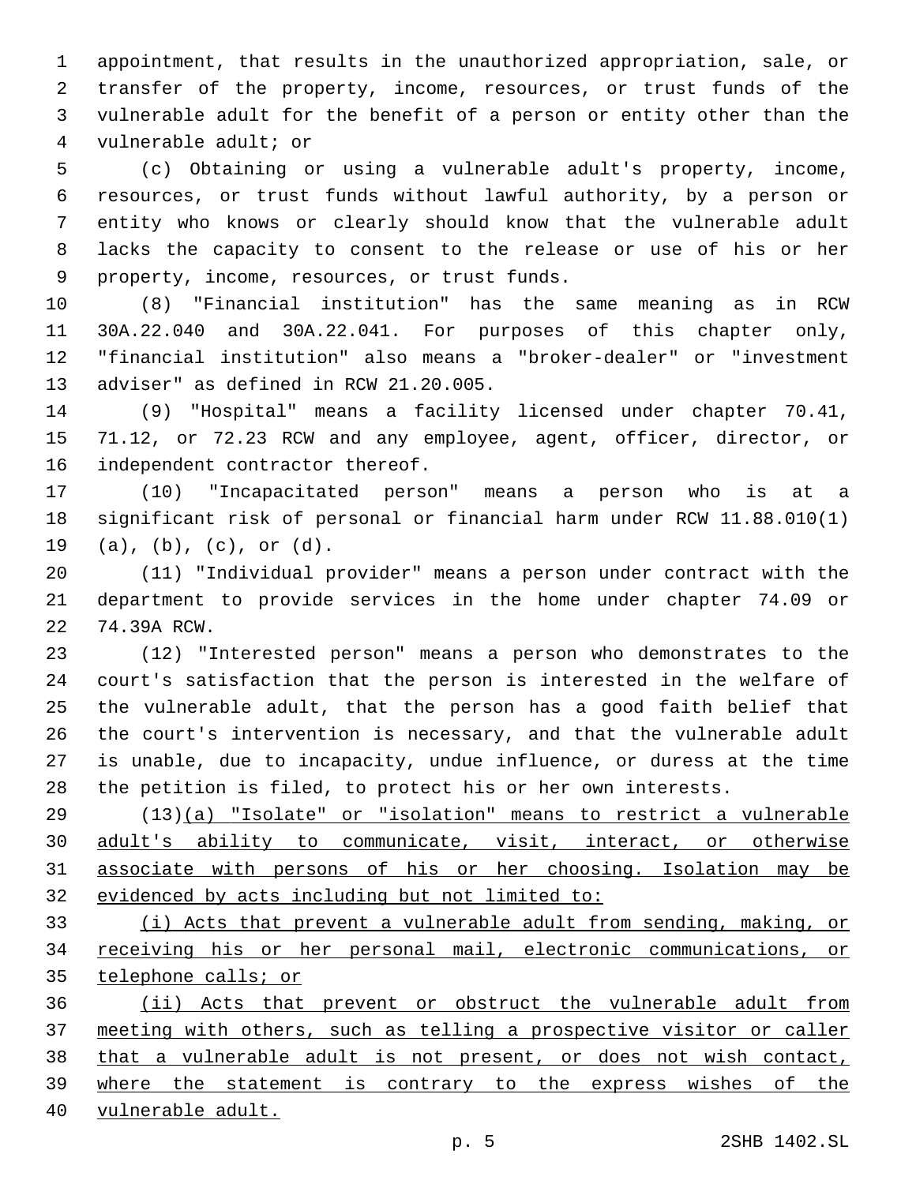appointment, that results in the unauthorized appropriation, sale, or transfer of the property, income, resources, or trust funds of the vulnerable adult for the benefit of a person or entity other than the vulnerable adult; or

(c) Obtaining or using a vulnerable adult's property, income, resources, or trust funds without lawful authority, by a person or entity who knows or clearly should know that the vulnerable adult lacks the capacity to consent to the release or use of his or her property, income, resources, or trust funds.

(8) "Financial institution" has the same meaning as in RCW 30A.22.040 and 30A.22.041. For purposes of this chapter only, "financial institution" also means a "broker-dealer" or "investment adviser" as defined in RCW 21.20.005.

(9) "Hospital" means a facility licensed under chapter 70.41, 71.12, or 72.23 RCW and any employee, agent, officer, director, or independent contractor thereof.

(10) "Incapacitated person" means a person who is at a significant risk of personal or financial harm under RCW 11.88.010(1) (a), (b), (c), or (d).

(11) "Individual provider" means a person under contract with the department to provide services in the home under chapter 74.09 or 74.39A RCW.

(12) "Interested person" means a person who demonstrates to the court's satisfaction that the person is interested in the welfare of the vulnerable adult, that the person has a good faith belief that the court's intervention is necessary, and that the vulnerable adult is unable, due to incapacity, undue influence, or duress at the time the petition is filed, to protect his or her own interests.

(13)<u>(a) "Isolate" or "isolation" means to restrict a vulnerable adult's ability to communicate, visit, interact, or otherwise associate with persons of his or her choosing. Isolation may be evidenced by acts including but not limited to:</u>

<u>(i) Acts that prevent a vulnerable adult from sending, making, or receiving his or her personal mail, electronic communications, or telephone calls; or</u>

<u>(ii) Acts that prevent or obstruct the vulnerable adult from meeting with others, such as telling a prospective visitor or caller that a vulnerable adult is not present, or does not wish contact, where the statement is contrary to the express wishes of the vulnerable adult.</u>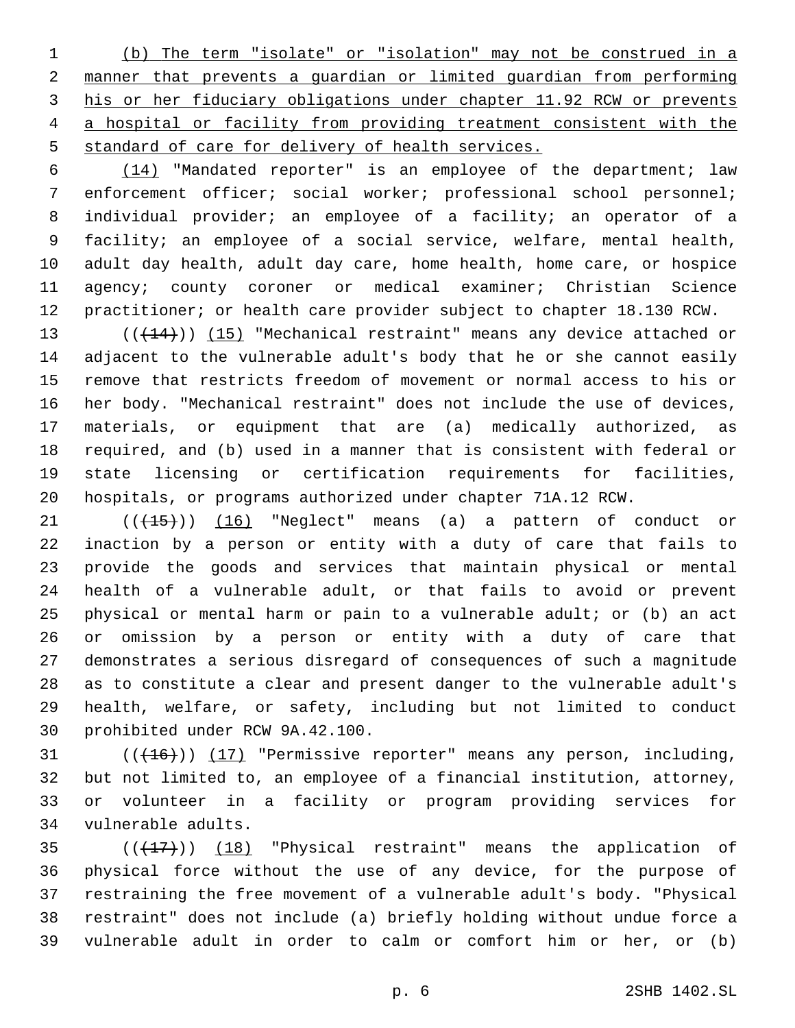(b) The term "isolate" or "isolation" may not be construed in a manner that prevents a guardian or limited guardian from performing his or her fiduciary obligations under chapter 11.92 RCW or prevents a hospital or facility from providing treatment consistent with the standard of care for delivery of health services.

(14) "Mandated reporter" is an employee of the department; law enforcement officer; social worker; professional school personnel; individual provider; an employee of a facility; an operator of a facility; an employee of a social service, welfare, mental health, adult day health, adult day care, home health, home care, or hospice agency; county coroner or medical examiner; Christian Science practitioner; or health care provider subject to chapter 18.130 RCW.

(((14))) (15) "Mechanical restraint" means any device attached or adjacent to the vulnerable adult's body that he or she cannot easily remove that restricts freedom of movement or normal access to his or her body. "Mechanical restraint" does not include the use of devices, materials, or equipment that are (a) medically authorized, as required, and (b) used in a manner that is consistent with federal or state licensing or certification requirements for facilities, hospitals, or programs authorized under chapter 71A.12 RCW.

(((15))) (16) "Neglect" means (a) a pattern of conduct or inaction by a person or entity with a duty of care that fails to provide the goods and services that maintain physical or mental health of a vulnerable adult, or that fails to avoid or prevent physical or mental harm or pain to a vulnerable adult; or (b) an act or omission by a person or entity with a duty of care that demonstrates a serious disregard of consequences of such a magnitude as to constitute a clear and present danger to the vulnerable adult's health, welfare, or safety, including but not limited to conduct prohibited under RCW 9A.42.100.

(((16))) (17) "Permissive reporter" means any person, including, but not limited to, an employee of a financial institution, attorney, or volunteer in a facility or program providing services for vulnerable adults.

(((17))) (18) "Physical restraint" means the application of physical force without the use of any device, for the purpose of restraining the free movement of a vulnerable adult's body. "Physical restraint" does not include (a) briefly holding without undue force a vulnerable adult in order to calm or comfort him or her, or (b)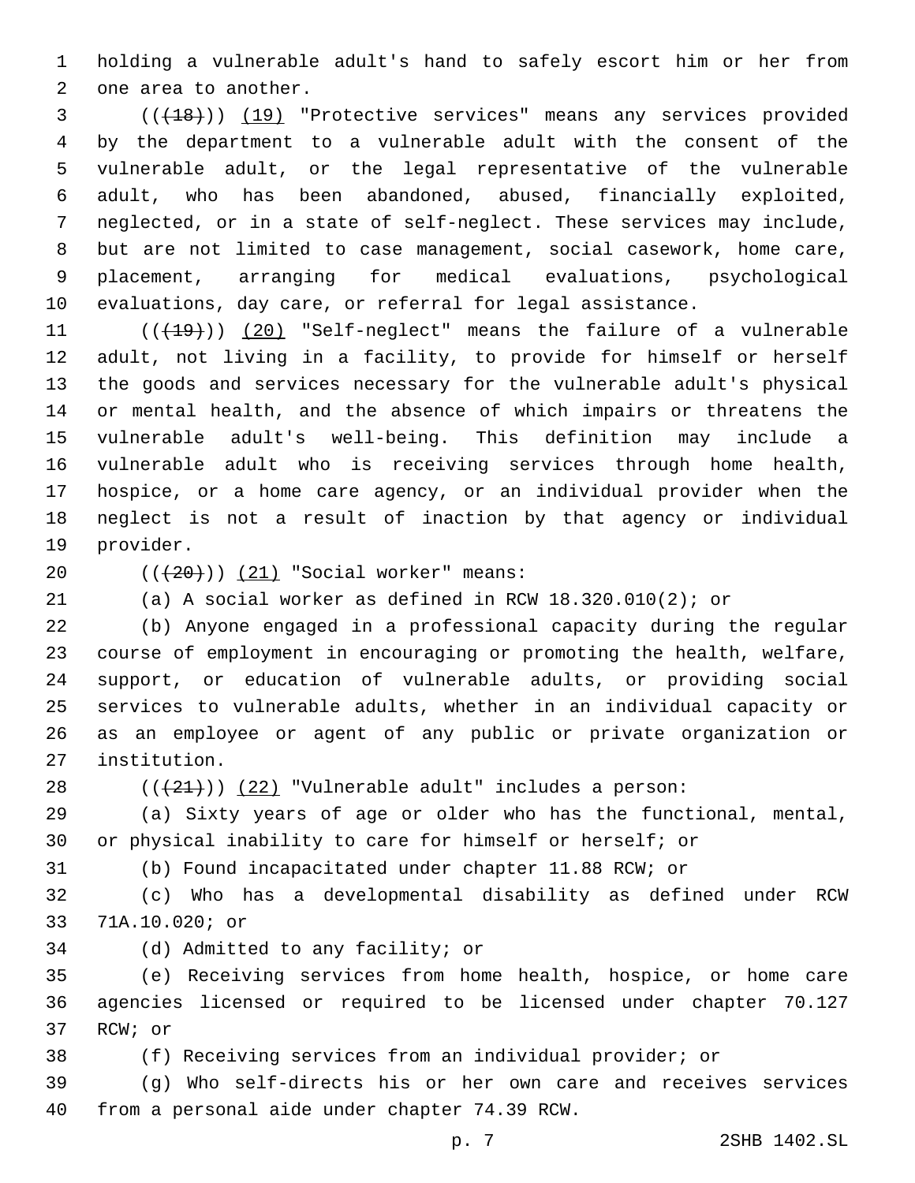holding a vulnerable adult's hand to safely escort him or her from one area to another.

(((18))) (19) "Protective services" means any services provided by the department to a vulnerable adult with the consent of the vulnerable adult, or the legal representative of the vulnerable adult, who has been abandoned, abused, financially exploited, neglected, or in a state of self-neglect. These services may include, but are not limited to case management, social casework, home care, placement, arranging for medical evaluations, psychological evaluations, day care, or referral for legal assistance.

(((19))) (20) "Self-neglect" means the failure of a vulnerable adult, not living in a facility, to provide for himself or herself the goods and services necessary for the vulnerable adult's physical or mental health, and the absence of which impairs or threatens the vulnerable adult's well-being. This definition may include a vulnerable adult who is receiving services through home health, hospice, or a home care agency, or an individual provider when the neglect is not a result of inaction by that agency or individual provider.

(((20))) (21) "Social worker" means:

(a) A social worker as defined in RCW 18.320.010(2); or

(b) Anyone engaged in a professional capacity during the regular course of employment in encouraging or promoting the health, welfare, support, or education of vulnerable adults, or providing social services to vulnerable adults, whether in an individual capacity or as an employee or agent of any public or private organization or institution.

(((21))) (22) "Vulnerable adult" includes a person:

(a) Sixty years of age or older who has the functional, mental, or physical inability to care for himself or herself; or

(b) Found incapacitated under chapter 11.88 RCW; or

(c) Who has a developmental disability as defined under RCW 71A.10.020; or

(d) Admitted to any facility; or

(e) Receiving services from home health, hospice, or home care agencies licensed or required to be licensed under chapter 70.127 RCW; or

(f) Receiving services from an individual provider; or

(g) Who self-directs his or her own care and receives services from a personal aide under chapter 74.39 RCW.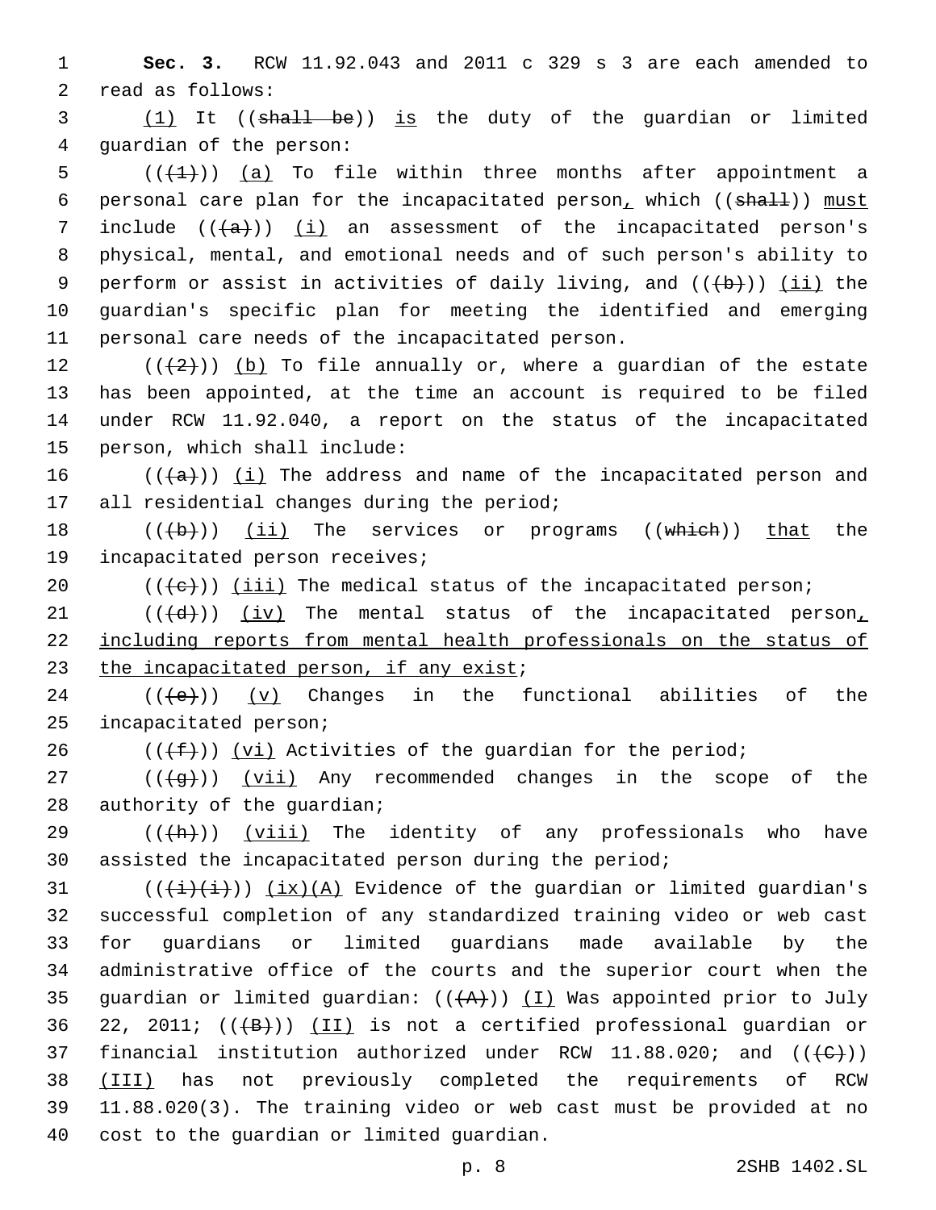**Sec. 3.** RCW 11.92.043 and 2011 c 329 s 3 are each amended to read as follows:

(1) It ((~~shall be~~)) is the duty of the guardian or limited guardian of the person:

((~~(1)~~)) (a) To file within three months after appointment a personal care plan for the incapacitated person, which ((~~shall~~)) must include ((~~(a)~~)) (i) an assessment of the incapacitated person's physical, mental, and emotional needs and of such person's ability to perform or assist in activities of daily living, and ((~~(b)~~)) (ii) the guardian's specific plan for meeting the identified and emerging personal care needs of the incapacitated person.

((~~(2)~~)) (b) To file annually or, where a guardian of the estate has been appointed, at the time an account is required to be filed under RCW 11.92.040, a report on the status of the incapacitated person, which shall include:

((~~(a)~~)) (i) The address and name of the incapacitated person and all residential changes during the period;

((~~(b)~~)) (ii) The services or programs ((~~which~~)) that the incapacitated person receives;

((~~(c)~~)) (iii) The medical status of the incapacitated person;

((~~(d)~~)) (iv) The mental status of the incapacitated person, including reports from mental health professionals on the status of the incapacitated person, if any exist;

((~~(e)~~)) (v) Changes in the functional abilities of the incapacitated person;

((~~(f)~~)) (vi) Activities of the guardian for the period;

((~~(g)~~)) (vii) Any recommended changes in the scope of the authority of the guardian;

((~~(h)~~)) (viii) The identity of any professionals who have assisted the incapacitated person during the period;

((~~(i)(i)~~)) (ix)(A) Evidence of the guardian or limited guardian's successful completion of any standardized training video or web cast for guardians or limited guardians made available by the administrative office of the courts and the superior court when the guardian or limited guardian: ((~~(A)~~)) (I) Was appointed prior to July 22, 2011; ((~~(B)~~)) (II) is not a certified professional guardian or financial institution authorized under RCW 11.88.020; and ((~~(C)~~)) (III) has not previously completed the requirements of RCW 11.88.020(3). The training video or web cast must be provided at no cost to the guardian or limited guardian.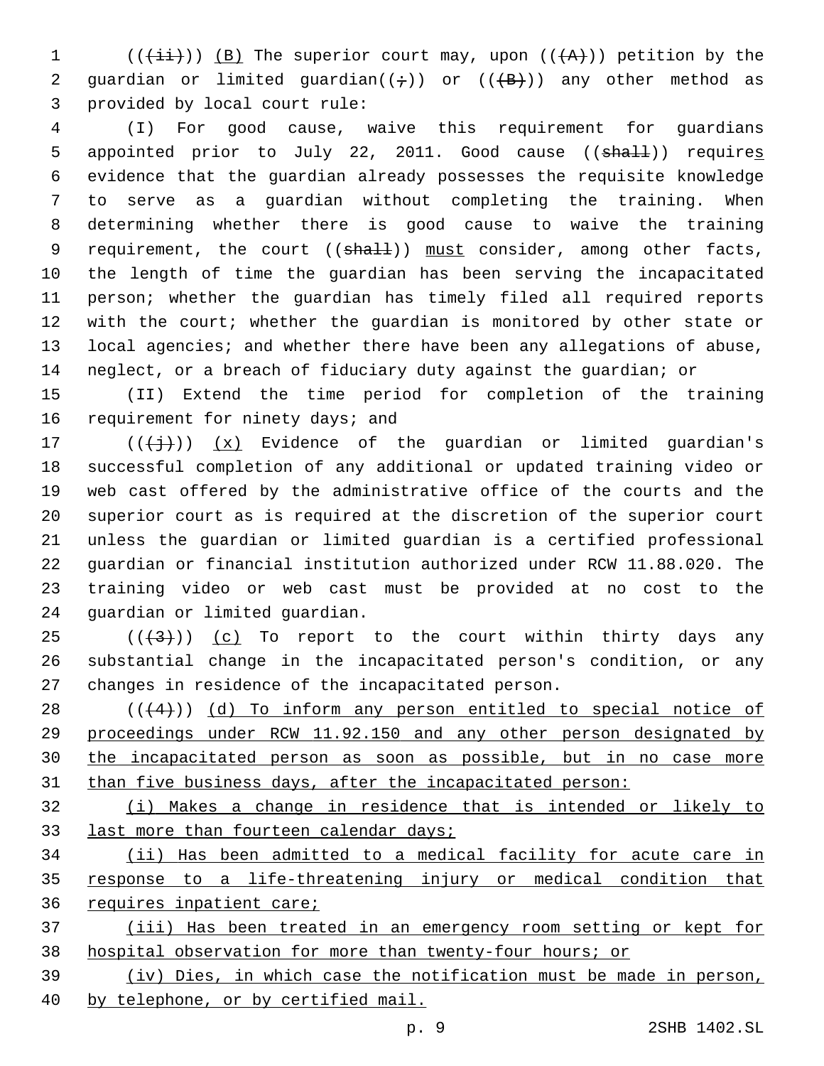(((ii))) (B) The superior court may, upon (((A))) petition by the guardian or limited guardian((;)) or (((B))) any other method as provided by local court rule:

(I) For good cause, waive this requirement for guardians appointed prior to July 22, 2011. Good cause ((shall)) requires evidence that the guardian already possesses the requisite knowledge to serve as a guardian without completing the training. When determining whether there is good cause to waive the training requirement, the court ((shall)) must consider, among other facts, the length of time the guardian has been serving the incapacitated person; whether the guardian has timely filed all required reports with the court; whether the guardian is monitored by other state or local agencies; and whether there have been any allegations of abuse, neglect, or a breach of fiduciary duty against the guardian; or

(II) Extend the time period for completion of the training requirement for ninety days; and

(((j))) (x) Evidence of the guardian or limited guardian's successful completion of any additional or updated training video or web cast offered by the administrative office of the courts and the superior court as is required at the discretion of the superior court unless the guardian or limited guardian is a certified professional guardian or financial institution authorized under RCW 11.88.020. The training video or web cast must be provided at no cost to the guardian or limited guardian.

(((3))) (c) To report to the court within thirty days any substantial change in the incapacitated person's condition, or any changes in residence of the incapacitated person.

(((4))) (d) To inform any person entitled to special notice of proceedings under RCW 11.92.150 and any other person designated by the incapacitated person as soon as possible, but in no case more than five business days, after the incapacitated person:

(i) Makes a change in residence that is intended or likely to last more than fourteen calendar days;

(ii) Has been admitted to a medical facility for acute care in response to a life-threatening injury or medical condition that requires inpatient care;

(iii) Has been treated in an emergency room setting or kept for hospital observation for more than twenty-four hours; or

(iv) Dies, in which case the notification must be made in person, by telephone, or by certified mail.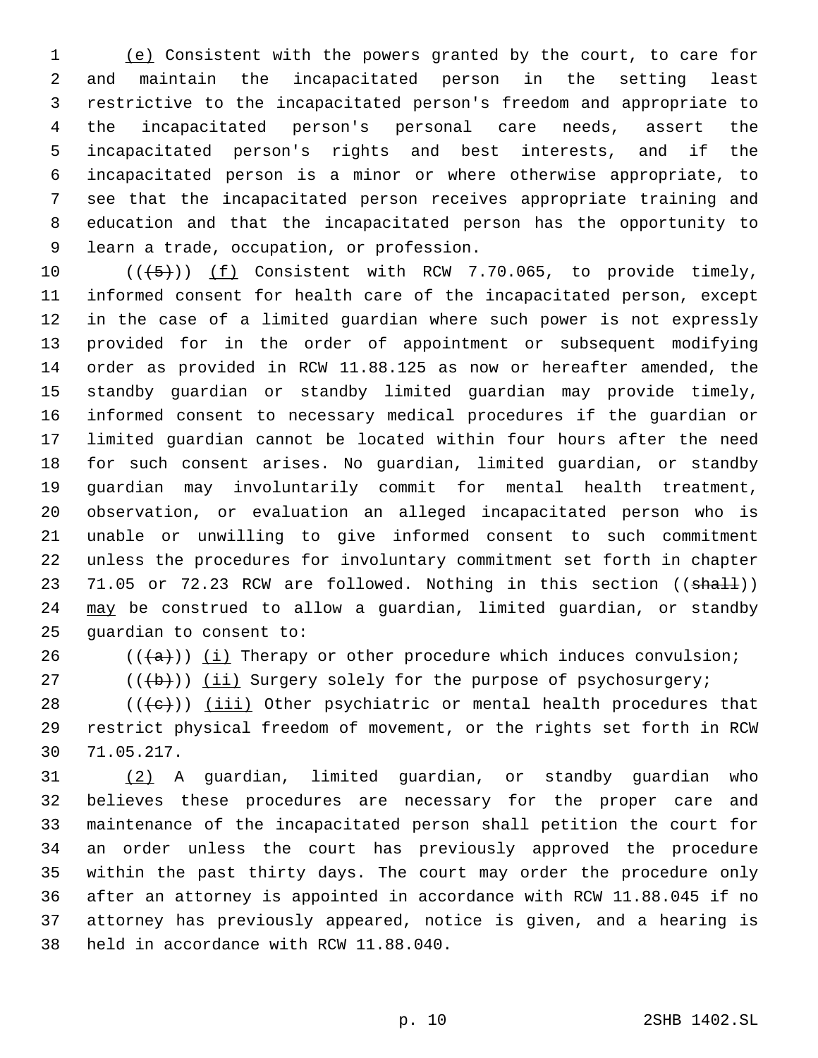(e) Consistent with the powers granted by the court, to care for and maintain the incapacitated person in the setting least restrictive to the incapacitated person's freedom and appropriate to the incapacitated person's personal care needs, assert the incapacitated person's rights and best interests, and if the incapacitated person is a minor or where otherwise appropriate, to see that the incapacitated person receives appropriate training and education and that the incapacitated person has the opportunity to learn a trade, occupation, or profession.

(((5))) (f) Consistent with RCW 7.70.065, to provide timely, informed consent for health care of the incapacitated person, except in the case of a limited guardian where such power is not expressly provided for in the order of appointment or subsequent modifying order as provided in RCW 11.88.125 as now or hereafter amended, the standby guardian or standby limited guardian may provide timely, informed consent to necessary medical procedures if the guardian or limited guardian cannot be located within four hours after the need for such consent arises. No guardian, limited guardian, or standby guardian may involuntarily commit for mental health treatment, observation, or evaluation an alleged incapacitated person who is unable or unwilling to give informed consent to such commitment unless the procedures for involuntary commitment set forth in chapter 71.05 or 72.23 RCW are followed. Nothing in this section ((shall)) may be construed to allow a guardian, limited guardian, or standby guardian to consent to:

(((a))) (i) Therapy or other procedure which induces convulsion;

(((b))) (ii) Surgery solely for the purpose of psychosurgery;

(((c))) (iii) Other psychiatric or mental health procedures that restrict physical freedom of movement, or the rights set forth in RCW 71.05.217.

(2) A guardian, limited guardian, or standby guardian who believes these procedures are necessary for the proper care and maintenance of the incapacitated person shall petition the court for an order unless the court has previously approved the procedure within the past thirty days. The court may order the procedure only after an attorney is appointed in accordance with RCW 11.88.045 if no attorney has previously appeared, notice is given, and a hearing is held in accordance with RCW 11.88.040.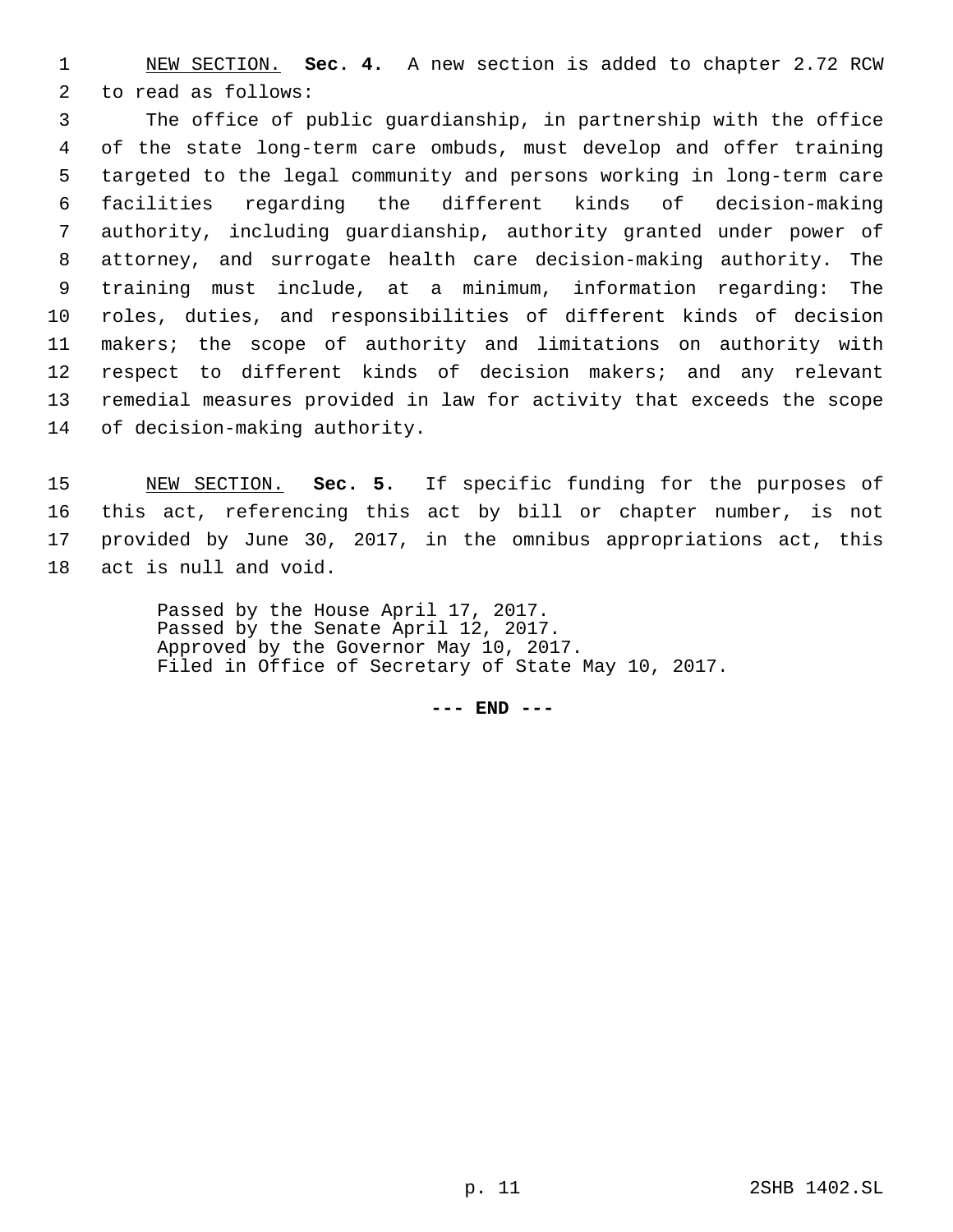NEW SECTION. **Sec. 4.** A new section is added to chapter 2.72 RCW to read as follows:

The office of public guardianship, in partnership with the office of the state long-term care ombuds, must develop and offer training targeted to the legal community and persons working in long-term care facilities regarding the different kinds of decision-making authority, including guardianship, authority granted under power of attorney, and surrogate health care decision-making authority. The training must include, at a minimum, information regarding: The roles, duties, and responsibilities of different kinds of decision makers; the scope of authority and limitations on authority with respect to different kinds of decision makers; and any relevant remedial measures provided in law for activity that exceeds the scope of decision-making authority.

NEW SECTION. **Sec. 5.** If specific funding for the purposes of this act, referencing this act by bill or chapter number, is not provided by June 30, 2017, in the omnibus appropriations act, this act is null and void.

Passed by the House April 17, 2017.
Passed by the Senate April 12, 2017.
Approved by the Governor May 10, 2017.
Filed in Office of Secretary of State May 10, 2017.

**--- END ---**